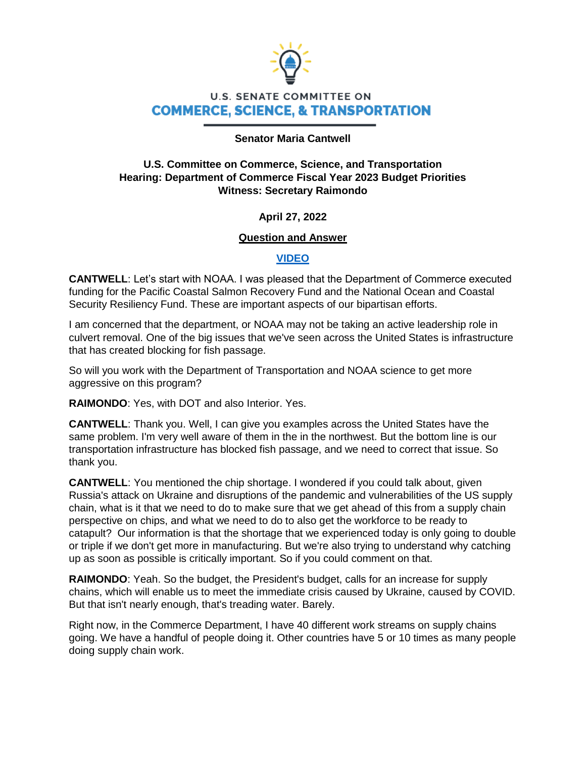U.S. SENATE COMMITTEE ON

# COMMERCE, SCIENCE, & TRANSPORTATION

**Senator Maria Cantwell**

**U.S. Committee on Commerce, Science, and Transportation**
**Hearing: Department of Commerce Fiscal Year 2023 Budget Priorities**
**Witness: Secretary Raimondo**

**April 27, 2022**

**Question and Answer**

**VIDEO**

**CANTWELL**: Let's start with NOAA. I was pleased that the Department of Commerce executed funding for the Pacific Coastal Salmon Recovery Fund and the National Ocean and Coastal Security Resiliency Fund. These are important aspects of our bipartisan efforts.

I am concerned that the department, or NOAA may not be taking an active leadership role in culvert removal. One of the big issues that we've seen across the United States is infrastructure that has created blocking for fish passage.

So will you work with the Department of Transportation and NOAA science to get more aggressive on this program?

**RAIMONDO**: Yes, with DOT and also Interior. Yes.

**CANTWELL**: Thank you. Well, I can give you examples across the United States have the same problem. I'm very well aware of them in the in the northwest. But the bottom line is our transportation infrastructure has blocked fish passage, and we need to correct that issue. So thank you.

**CANTWELL**: You mentioned the chip shortage. I wondered if you could talk about, given Russia's attack on Ukraine and disruptions of the pandemic and vulnerabilities of the US supply chain, what is it that we need to do to make sure that we get ahead of this from a supply chain perspective on chips, and what we need to do to also get the workforce to be ready to catapult? Our information is that the shortage that we experienced today is only going to double or triple if we don't get more in manufacturing. But we're also trying to understand why catching up as soon as possible is critically important. So if you could comment on that.

**RAIMONDO**: Yeah. So the budget, the President's budget, calls for an increase for supply chains, which will enable us to meet the immediate crisis caused by Ukraine, caused by COVID. But that isn't nearly enough, that's treading water. Barely.

Right now, in the Commerce Department, I have 40 different work streams on supply chains going. We have a handful of people doing it. Other countries have 5 or 10 times as many people doing supply chain work.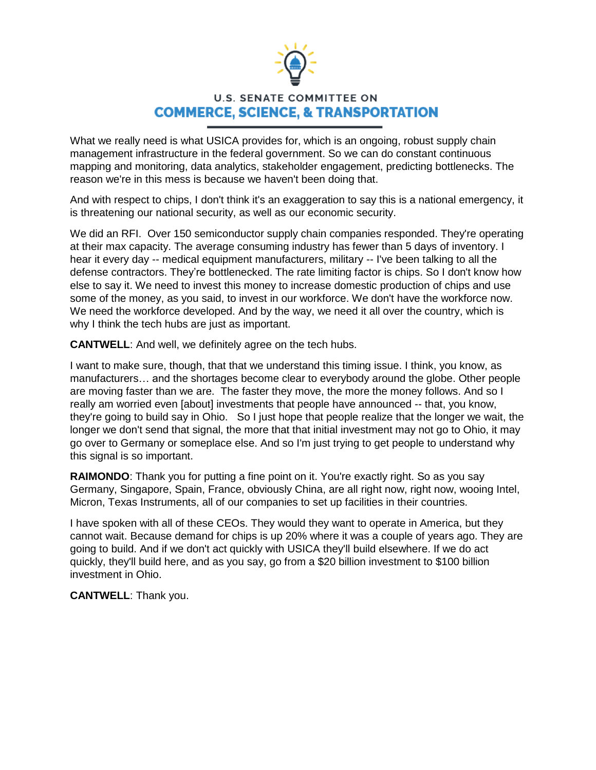What we really need is what USICA provides for, which is an ongoing, robust supply chain management infrastructure in the federal government. So we can do constant continuous mapping and monitoring, data analytics, stakeholder engagement, predicting bottlenecks. The reason we're in this mess is because we haven't been doing that.

And with respect to chips, I don't think it's an exaggeration to say this is a national emergency, it is threatening our national security, as well as our economic security.

We did an RFI. Over 150 semiconductor supply chain companies responded. They're operating at their max capacity. The average consuming industry has fewer than 5 days of inventory. I hear it every day -- medical equipment manufacturers, military -- I've been talking to all the defense contractors. They're bottlenecked. The rate limiting factor is chips. So I don't know how else to say it. We need to invest this money to increase domestic production of chips and use some of the money, as you said, to invest in our workforce. We don't have the workforce now. We need the workforce developed. And by the way, we need it all over the country, which is why I think the tech hubs are just as important.

**CANTWELL**: And well, we definitely agree on the tech hubs.

I want to make sure, though, that that we understand this timing issue. I think, you know, as manufacturers… and the shortages become clear to everybody around the globe. Other people are moving faster than we are. The faster they move, the more the money follows. And so I really am worried even [about] investments that people have announced -- that, you know, they're going to build say in Ohio. So I just hope that people realize that the longer we wait, the longer we don't send that signal, the more that that initial investment may not go to Ohio, it may go over to Germany or someplace else. And so I'm just trying to get people to understand why this signal is so important.

**RAIMONDO**: Thank you for putting a fine point on it. You're exactly right. So as you say Germany, Singapore, Spain, France, obviously China, are all right now, right now, wooing Intel, Micron, Texas Instruments, all of our companies to set up facilities in their countries.

I have spoken with all of these CEOs. They would they want to operate in America, but they cannot wait. Because demand for chips is up 20% where it was a couple of years ago. They are going to build. And if we don't act quickly with USICA they'll build elsewhere. If we do act quickly, they'll build here, and as you say, go from a $20 billion investment to $100 billion investment in Ohio.

**CANTWELL**: Thank you.